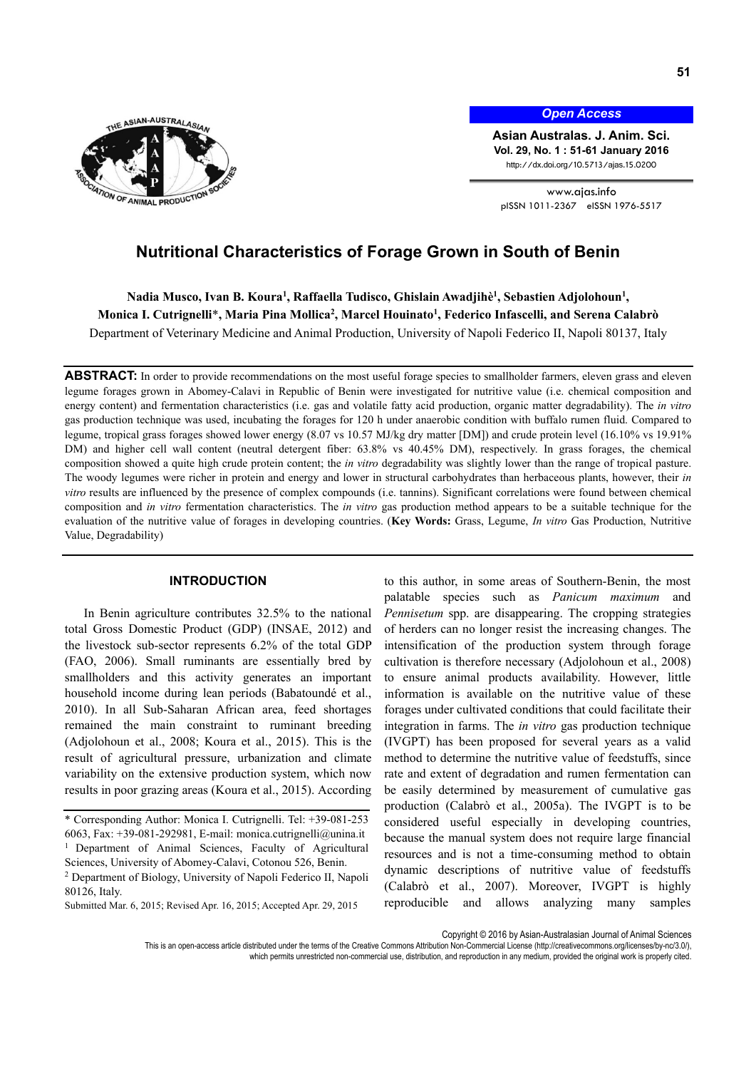# Nutritional Characteristics of Forage Grown in South of Benin

**Nadia Musco, Ivan B. Koura[1], Raffaella Tudisco, Ghislain Awadjihè[1], Sebastien Adjolohoun[1], Monica I. Cutrignelli*, Maria Pina Mollica[2], Marcel Houinato[1], Federico Infascelli, and Serena Calabrò**

Department of Veterinary Medicine and Animal Production, University of Napoli Federico II, Napoli 80137, Italy

**ABSTRACT:** In order to provide recommendations on the most useful forage species to smallholder farmers, eleven grass and eleven legume forages grown in Abomey-Calavi in Republic of Benin were investigated for nutritive value (i.e. chemical composition and energy content) and fermentation characteristics (i.e. gas and volatile fatty acid production, organic matter degradability). The *in vitro* gas production technique was used, incubating the forages for 120 h under anaerobic condition with buffalo rumen fluid. Compared to legume, tropical grass forages showed lower energy (8.07 vs 10.57 MJ/kg dry matter [DM]) and crude protein level (16.10% vs 19.91% DM) and higher cell wall content (neutral detergent fiber: 63.8% vs 40.45% DM), respectively. In grass forages, the chemical composition showed a quite high crude protein content; the *in vitro* degradability was slightly lower than the range of tropical pasture. The woody legumes were richer in protein and energy and lower in structural carbohydrates than herbaceous plants, however, their *in vitro* results are influenced by the presence of complex compounds (i.e. tannins). Significant correlations were found between chemical composition and *in vitro* fermentation characteristics. The *in vitro* gas production method appears to be a suitable technique for the evaluation of the nutritive value of forages in developing countries. (**Key Words:** Grass, Legume, *In vitro* Gas Production, Nutritive Value, Degradability)

## INTRODUCTION

In Benin agriculture contributes 32.5% to the national total Gross Domestic Product (GDP) (INSAE, 2012) and the livestock sub-sector represents 6.2% of the total GDP (FAO, 2006). Small ruminants are essentially bred by smallholders and this activity generates an important household income during lean periods (Babatoundé et al., 2010). In all Sub-Saharan African area, feed shortages remained the main constraint to ruminant breeding (Adjolohoun et al., 2008; Koura et al., 2015). This is the result of agricultural pressure, urbanization and climate variability on the extensive production system, which now results in poor grazing areas (Koura et al., 2015). According to this author, in some areas of Southern-Benin, the most palatable species such as *Panicum maximum* and *Pennisetum* spp. are disappearing. The cropping strategies of herders can no longer resist the increasing changes. The intensification of the production system through forage cultivation is therefore necessary (Adjolohoun et al., 2008) to ensure animal products availability. However, little information is available on the nutritive value of these forages under cultivated conditions that could facilitate their integration in farms. The *in vitro* gas production technique (IVGPT) has been proposed for several years as a valid method to determine the nutritive value of feedstuffs, since rate and extent of degradation and rumen fermentation can be easily determined by measurement of cumulative gas production (Calabrò et al., 2005a). The IVGPT is to be considered useful especially in developing countries, because the manual system does not require large financial resources and is not a time-consuming method to obtain dynamic descriptions of nutritive value of feedstuffs (Calabrò et al., 2007). Moreover, IVGPT is highly reproducible and allows analyzing many samples

\* Corresponding Author: Monica I. Cutrignelli. Tel: +39-081-253 6063, Fax: +39-081-292981, E-mail: monica.cutrignelli@unina.it

[1] Department of Animal Sciences, Faculty of Agricultural Sciences, University of Abomey-Calavi, Cotonou 526, Benin.

[2] Department of Biology, University of Napoli Federico II, Napoli 80126, Italy.

Submitted Mar. 6, 2015; Revised Apr. 16, 2015; Accepted Apr. 29, 2015

Copyright © 2016 by Asian-Australasian Journal of Animal Sciences

This is an open-access article distributed under the terms of the Creative Commons Attribution Non-Commercial License (http://creativecommons.org/licenses/by-nc/3.0/), which permits unrestricted non-commercial use, distribution, and reproduction in any medium, provided the original work is properly cited.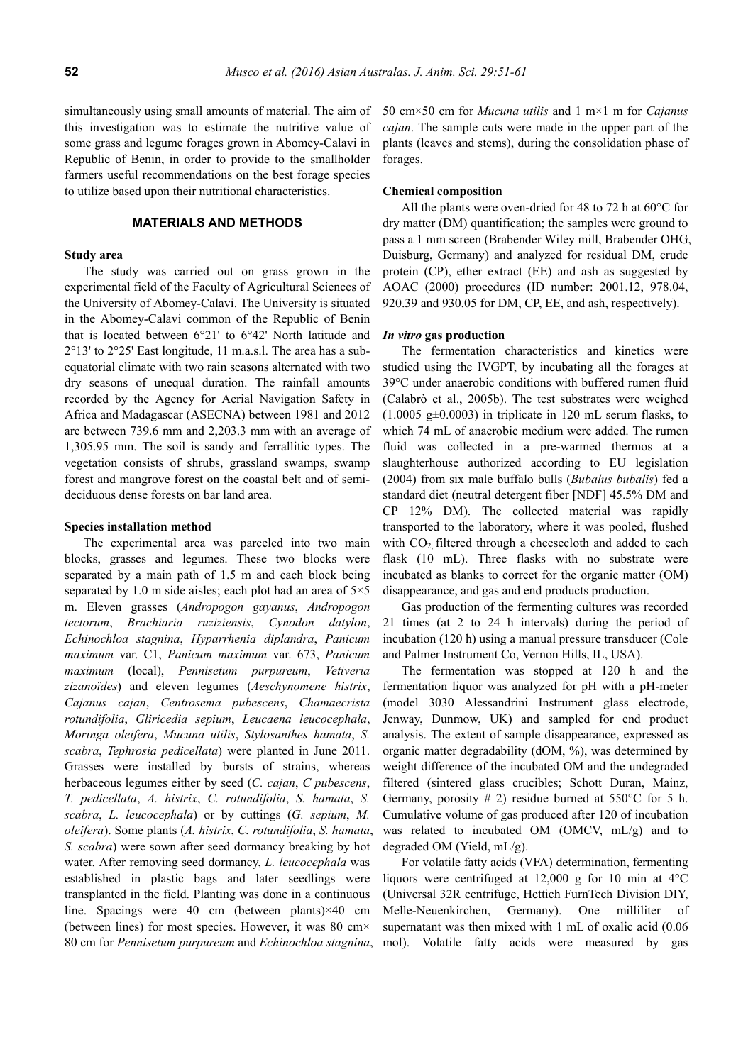simultaneously using small amounts of material. The aim of this investigation was to estimate the nutritive value of some grass and legume forages grown in Abomey-Calavi in Republic of Benin, in order to provide to the smallholder farmers useful recommendations on the best forage species to utilize based upon their nutritional characteristics.

## MATERIALS AND METHODS

### Study area

The study was carried out on grass grown in the experimental field of the Faculty of Agricultural Sciences of the University of Abomey-Calavi. The University is situated in the Abomey-Calavi common of the Republic of Benin that is located between 6°21' to 6°42' North latitude and 2°13' to 2°25' East longitude, 11 m.a.s.l. The area has a sub-equatorial climate with two rain seasons alternated with two dry seasons of unequal duration. The rainfall amounts recorded by the Agency for Aerial Navigation Safety in Africa and Madagascar (ASECNA) between 1981 and 2012 are between 739.6 mm and 2,203.3 mm with an average of 1,305.95 mm. The soil is sandy and ferrallitic types. The vegetation consists of shrubs, grassland swamps, swamp forest and mangrove forest on the coastal belt and of semi-deciduous dense forests on bar land area.

### Species installation method

The experimental area was parceled into two main blocks, grasses and legumes. These two blocks were separated by a main path of 1.5 m and each block being separated by 1.0 m side aisles; each plot had an area of 5×5 m. Eleven grasses (*Andropogon gayanus*, *Andropogon tectorum*, *Brachiaria ruziziensis*, *Cynodon datylon*, *Echinochloa stagnina*, *Hyparrhenia diplandra*, *Panicum maximum* var. C1, *Panicum maximum* var. 673, *Panicum maximum* (local), *Pennisetum purpureum*, *Vetiveria zizanoïdes*) and eleven legumes (*Aeschynomene histrix*, *Cajanus cajan*, *Centrosema pubescens*, *Chamaecrista rotundifolia*, *Gliricedia sepium*, *Leucaena leucocephala*, *Moringa oleifera*, *Mucuna utilis*, *Stylosanthes hamata*, *S. scabra*, *Tephrosia pedicellata*) were planted in June 2011. Grasses were installed by bursts of strains, whereas herbaceous legumes either by seed (*C. cajan*, *C pubescens*, *T. pedicellata*, *A. histrix*, *C. rotundifolia*, *S. hamata*, *S. scabra*, *L. leucocephala*) or by cuttings (*G. sepium*, *M. oleifera*). Some plants (*A. histrix*, *C. rotundifolia*, *S. hamata*, *S. scabra*) were sown after seed dormancy breaking by hot water. After removing seed dormancy, *L. leucocephala* was established in plastic bags and later seedlings were transplanted in the field. Planting was done in a continuous line. Spacings were 40 cm (between plants)×40 cm (between lines) for most species. However, it was 80 cm×80 cm for *Pennisetum purpureum* and *Echinochloa stagnina*, 50 cm×50 cm for *Mucuna utilis* and 1 m×1 m for *Cajanus cajan*. The sample cuts were made in the upper part of the plants (leaves and stems), during the consolidation phase of forages.

### Chemical composition

All the plants were oven-dried for 48 to 72 h at 60°C for dry matter (DM) quantification; the samples were ground to pass a 1 mm screen (Brabender Wiley mill, Brabender OHG, Duisburg, Germany) and analyzed for residual DM, crude protein (CP), ether extract (EE) and ash as suggested by AOAC (2000) procedures (ID number: 2001.12, 978.04, 920.39 and 930.05 for DM, CP, EE, and ash, respectively).

### *In vitro* gas production

The fermentation characteristics and kinetics were studied using the IVGPT, by incubating all the forages at 39°C under anaerobic conditions with buffered rumen fluid (Calabrò et al., 2005b). The test substrates were weighed (1.0005 g±0.0003) in triplicate in 120 mL serum flasks, to which 74 mL of anaerobic medium were added. The rumen fluid was collected in a pre-warmed thermos at a slaughterhouse authorized according to EU legislation (2004) from six male buffalo bulls (*Bubalus bubalis*) fed a standard diet (neutral detergent fiber [NDF] 45.5% DM and CP 12% DM). The collected material was rapidly transported to the laboratory, where it was pooled, flushed with $CO_2$, filtered through a cheesecloth and added to each flask (10 mL). Three flasks with no substrate were incubated as blanks to correct for the organic matter (OM) disappearance, and gas and end products production.

Gas production of the fermenting cultures was recorded 21 times (at 2 to 24 h intervals) during the period of incubation (120 h) using a manual pressure transducer (Cole and Palmer Instrument Co, Vernon Hills, IL, USA).

The fermentation was stopped at 120 h and the fermentation liquor was analyzed for pH with a pH-meter (model 3030 Alessandrini Instrument glass electrode, Jenway, Dunmow, UK) and sampled for end product analysis. The extent of sample disappearance, expressed as organic matter degradability (dOM, %), was determined by weight difference of the incubated OM and the undegraded filtered (sintered glass crucibles; Schott Duran, Mainz, Germany, porosity # 2) residue burned at 550°C for 5 h. Cumulative volume of gas produced after 120 of incubation was related to incubated OM (OMCV, mL/g) and to degraded OM (Yield, mL/g).

For volatile fatty acids (VFA) determination, fermenting liquors were centrifuged at 12,000 g for 10 min at 4°C (Universal 32R centrifuge, Hettich FurnTech Division DIY, Melle-Neuenkirchen, Germany). One milliliter of supernatant was then mixed with 1 mL of oxalic acid (0.06 mol). Volatile fatty acids were measured by gas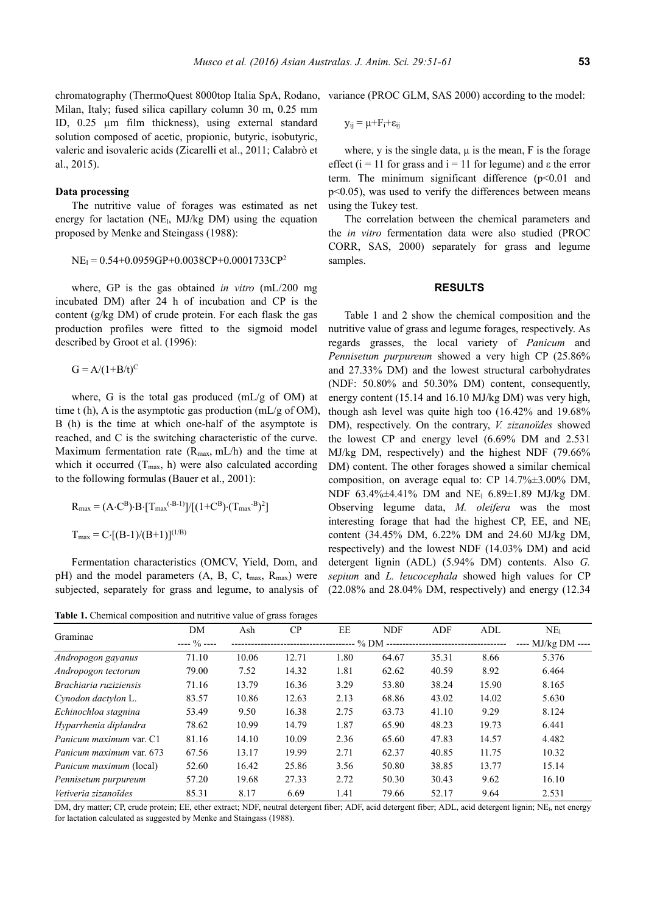chromatography (ThermoQuest 8000top Italia SpA, Rodano, Milan, Italy; fused silica capillary column 30 m, 0.25 mm ID, 0.25 μm film thickness), using external standard solution composed of acetic, propionic, butyric, isobutyric, valeric and isovaleric acids (Zicarelli et al., 2011; Calabrò et al., 2015).

### Data processing

The nutritive value of forages was estimated as net energy for lactation ($NE_l$, MJ/kg DM) using the equation proposed by Menke and Steingass (1988):

$$NE_l = 0.54+0.0959GP+0.0038CP+0.0001733CP^2$$

where, GP is the gas obtained *in vitro* (mL/200 mg incubated DM) after 24 h of incubation and CP is the content (g/kg DM) of crude protein. For each flask the gas production profiles were fitted to the sigmoid model described by Groot et al. (1996):

$$G = A/(1+B/t)^C$$

where, G is the total gas produced (mL/g of OM) at time t (h), A is the asymptotic gas production (mL/g of OM), B (h) is the time at which one-half of the asymptote is reached, and C is the switching characteristic of the curve. Maximum fermentation rate ($R_{max}$, mL/h) and the time at which it occurred ($T_{max}$, h) were also calculated according to the following formulas (Bauer et al., 2001):

$$R_{max} = (A \cdot C^B) \cdot B \cdot [T_{max}^{(-B-1)}]/[(1+C^B) \cdot (T_{max}^{-B})^2]$$

$$T_{max} = C \cdot [(B-1)/(B+1)]^{(1/B)}$$

Fermentation characteristics (OMCV, Yield, Dom, and pH) and the model parameters (A, B, C, $t_{max}$, $R_{max}$) were subjected, separately for grass and legume, to analysis of variance (PROC GLM, SAS 2000) according to the model:

$$y_{ij} = \mu+F_i+\varepsilon_{ij}$$

where, y is the single data, μ is the mean, F is the forage effect (i = 11 for grass and i = 11 for legume) and ε the error term. The minimum significant difference ($p<0.01$ and $p<0.05$), was used to verify the differences between means using the Tukey test.

The correlation between the chemical parameters and the *in vitro* fermentation data were also studied (PROC CORR, SAS, 2000) separately for grass and legume samples.

## RESULTS

Table 1 and 2 show the chemical composition and the nutritive value of grass and legume forages, respectively. As regards grasses, the local variety of *Panicum* and *Pennisetum purpureum* showed a very high CP (25.86% and 27.33% DM) and the lowest structural carbohydrates (NDF: 50.80% and 50.30% DM) content, consequently, energy content (15.14 and 16.10 MJ/kg DM) was very high, though ash level was quite high too (16.42% and 19.68% DM), respectively. On the contrary, *V. zizanoïdes* showed the lowest CP and energy level (6.69% DM and 2.531 MJ/kg DM, respectively) and the highest NDF (79.66% DM) content. The other forages showed a similar chemical composition, on average equal to: CP 14.7%±3.00% DM, NDF 63.4%±4.41% DM and $NE_l$ 6.89±1.89 MJ/kg DM. Observing legume data, *M. oleifera* was the most interesting forage that had the highest CP, EE, and $NE_l$ content (34.45% DM, 6.22% DM and 24.60 MJ/kg DM, respectively) and the lowest NDF (14.03% DM) and acid detergent lignin (ADL) (5.94% DM) contents. Also *G. sepium* and *L. leucocephala* showed high values for CP (22.08% and 28.04% DM, respectively) and energy (12.34

**Table 1.** Chemical composition and nutritive value of grass forages

| Graminae | DM | Ash | CP | EE | NDF | ADF | ADL | $NE_l$ |
|---|---|---|---|---|---|---|---|---|
| | ---- % ---- | % DM | | | | | | ---- MJ/kg DM ---- |
| *Andropogon gayanus* | 71.10 | 10.06 | 12.71 | 1.80 | 64.67 | 35.31 | 8.66 | 5.376 |
| *Andropogon tectorum* | 79.00 | 7.52 | 14.32 | 1.81 | 62.62 | 40.59 | 8.92 | 6.464 |
| *Brachiaria ruziziensis* | 71.16 | 13.79 | 16.36 | 3.29 | 53.80 | 38.24 | 15.90 | 8.165 |
| *Cynodon dactylon* L. | 83.57 | 10.86 | 12.63 | 2.13 | 68.86 | 43.02 | 14.02 | 5.630 |
| *Echinochloa stagnina* | 53.49 | 9.50 | 16.38 | 2.75 | 63.73 | 41.10 | 9.29 | 8.124 |
| *Hyparrhenia diplandra* | 78.62 | 10.99 | 14.79 | 1.87 | 65.90 | 48.23 | 19.73 | 6.441 |
| *Panicum maximum* var. C1 | 81.16 | 14.10 | 10.09 | 2.36 | 65.60 | 47.83 | 14.57 | 4.482 |
| *Panicum maximum* var. 673 | 67.56 | 13.17 | 19.99 | 2.71 | 62.37 | 40.85 | 11.75 | 10.32 |
| *Panicum maximum* (local) | 52.60 | 16.42 | 25.86 | 3.56 | 50.80 | 38.85 | 13.77 | 15.14 |
| *Pennisetum purpureum* | 57.20 | 19.68 | 27.33 | 2.72 | 50.30 | 30.43 | 9.62 | 16.10 |
| *Vetiveria zizanoïdes* | 85.31 | 8.17 | 6.69 | 1.41 | 79.66 | 52.17 | 9.64 | 2.531 |

DM, dry matter; CP, crude protein; EE, ether extract; NDF, neutral detergent fiber; ADF, acid detergent fiber; ADL, acid detergent lignin; $NE_l$, net energy for lactation calculated as suggested by Menke and Staingass (1988).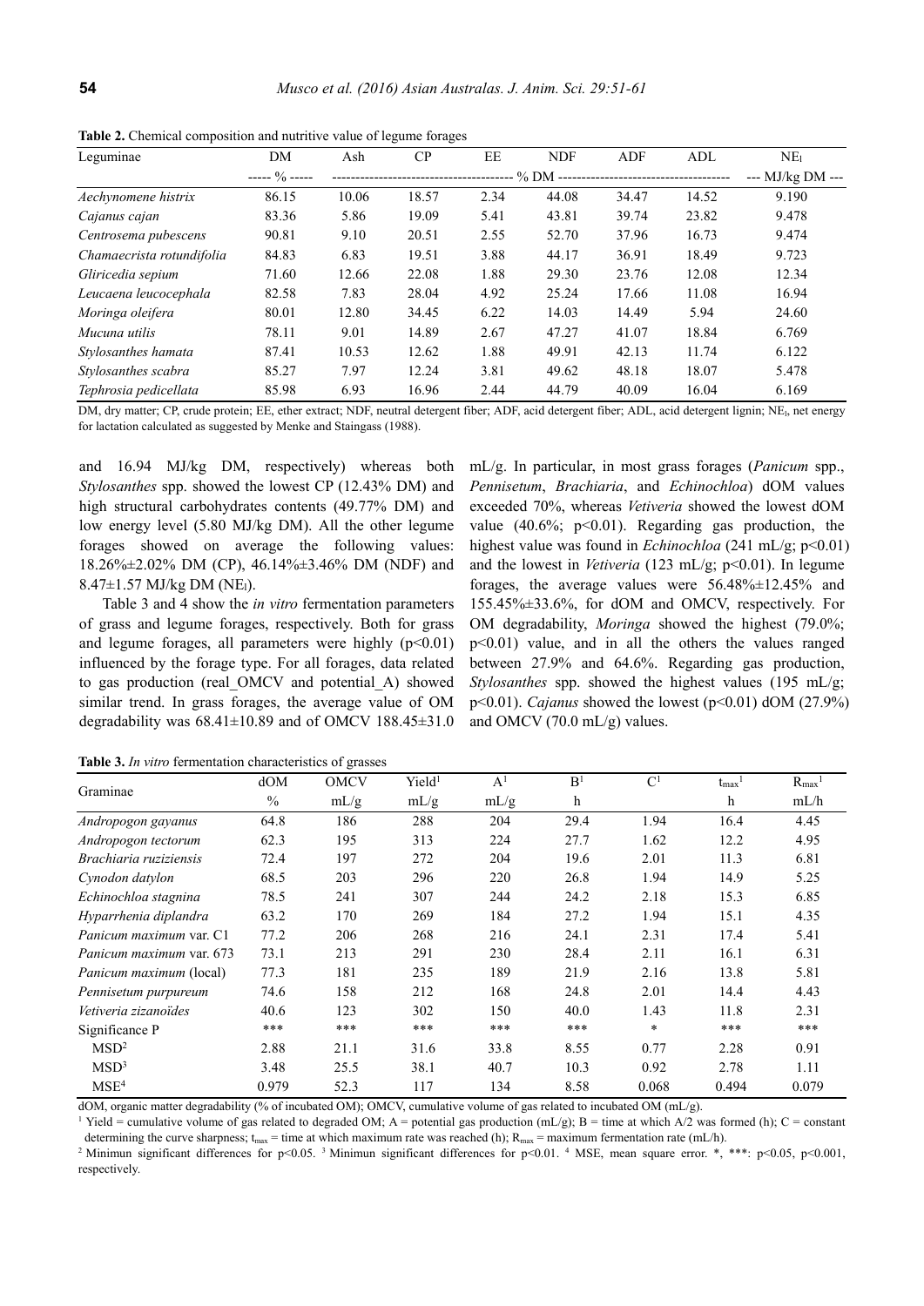**Table 2.** Chemical composition and nutritive value of legume forages

| Leguminae | DM | Ash | CP | EE | NDF | ADF | ADL | $NE_l$ |
|---|---|---|---|---|---|---|---|---|
| | ----- % ----- | --------------------------------------- | | | % DM | ------------------------------------- | | --- MJ/kg DM --- |
| *Aechynomene histrix* | 86.15 | 10.06 | 18.57 | 2.34 | 44.08 | 34.47 | 14.52 | 9.190 |
| *Cajanus cajan* | 83.36 | 5.86 | 19.09 | 5.41 | 43.81 | 39.74 | 23.82 | 9.478 |
| *Centrosema pubescens* | 90.81 | 9.10 | 20.51 | 2.55 | 52.70 | 37.96 | 16.73 | 9.474 |
| *Chamaecrista rotundifolia* | 84.83 | 6.83 | 19.51 | 3.88 | 44.17 | 36.91 | 18.49 | 9.723 |
| *Gliricedia sepium* | 71.60 | 12.66 | 22.08 | 1.88 | 29.30 | 23.76 | 12.08 | 12.34 |
| *Leucaena leucocephala* | 82.58 | 7.83 | 28.04 | 4.92 | 25.24 | 17.66 | 11.08 | 16.94 |
| *Moringa oleifera* | 80.01 | 12.80 | 34.45 | 6.22 | 14.03 | 14.49 | 5.94 | 24.60 |
| *Mucuna utilis* | 78.11 | 9.01 | 14.89 | 2.67 | 47.27 | 41.07 | 18.84 | 6.769 |
| *Stylosanthes hamata* | 87.41 | 10.53 | 12.62 | 1.88 | 49.91 | 42.13 | 11.74 | 6.122 |
| *Stylosanthes scabra* | 85.27 | 7.97 | 12.24 | 3.81 | 49.62 | 48.18 | 18.07 | 5.478 |
| *Tephrosia pedicellata* | 85.98 | 6.93 | 16.96 | 2.44 | 44.79 | 40.09 | 16.04 | 6.169 |

DM, dry matter; CP, crude protein; EE, ether extract; NDF, neutral detergent fiber; ADF, acid detergent fiber; ADL, acid detergent lignin; $NE_l$, net energy for lactation calculated as suggested by Menke and Staingass (1988).

and 16.94 MJ/kg DM, respectively) whereas both *Stylosanthes* spp. showed the lowest CP (12.43% DM) and high structural carbohydrates contents (49.77% DM) and low energy level (5.80 MJ/kg DM). All the other legume forages showed on average the following values: 18.26%±2.02% DM (CP), 46.14%±3.46% DM (NDF) and 8.47±1.57 MJ/kg DM ($NE_l$).

Table 3 and 4 show the *in vitro* fermentation parameters of grass and legume forages, respectively. Both for grass and legume forages, all parameters were highly ($p<0.01$) influenced by the forage type. For all forages, data related to gas production (real_OMCV and potential_A) showed similar trend. In grass forages, the average value of OM degradability was 68.41±10.89 and of OMCV 188.45±31.0 mL/g. In particular, in most grass forages (*Panicum* spp., *Pennisetum*, *Brachiaria*, and *Echinochloa*) dOM values exceeded 70%, whereas *Vetiveria* showed the lowest dOM value (40.6%; $p<0.01$). Regarding gas production, the highest value was found in *Echinochloa* (241 mL/g; $p<0.01$) and the lowest in *Vetiveria* (123 mL/g; $p<0.01$). In legume forages, the average values were 56.48%±12.45% and 155.45%±33.6%, for dOM and OMCV, respectively. For OM degradability, *Moringa* showed the highest (79.0%; $p<0.01$) value, and in all the others the values ranged between 27.9% and 64.6%. Regarding gas production, *Stylosanthes* spp. showed the highest values (195 mL/g; $p<0.01$). *Cajanus* showed the lowest ($p<0.01$) dOM (27.9%) and OMCV (70.0 mL/g) values.

**Table 3.** *In vitro* fermentation characteristics of grasses

| Graminae | dOM | OMCV | Yield[1] | A[1] | B[1] | C[1] | $t_{max}$[1] | $R_{max}$[1] |
|---|---|---|---|---|---|---|---|---|
| | % | mL/g | mL/g | mL/g | h | | h | mL/h |
| *Andropogon gayanus* | 64.8 | 186 | 288 | 204 | 29.4 | 1.94 | 16.4 | 4.45 |
| *Andropogon tectorum* | 62.3 | 195 | 313 | 224 | 27.7 | 1.62 | 12.2 | 4.95 |
| *Brachiaria ruziziensis* | 72.4 | 197 | 272 | 204 | 19.6 | 2.01 | 11.3 | 6.81 |
| *Cynodon datylon* | 68.5 | 203 | 296 | 220 | 26.8 | 1.94 | 14.9 | 5.25 |
| *Echinochloa stagnina* | 78.5 | 241 | 307 | 244 | 24.2 | 2.18 | 15.3 | 6.85 |
| *Hyparrhenia diplandra* | 63.2 | 170 | 269 | 184 | 27.2 | 1.94 | 15.1 | 4.35 |
| *Panicum maximum* var. C1 | 77.2 | 206 | 268 | 216 | 24.1 | 2.31 | 17.4 | 5.41 |
| *Panicum maximum* var. 673 | 73.1 | 213 | 291 | 230 | 28.4 | 2.11 | 16.1 | 6.31 |
| *Panicum maximum* (local) | 77.3 | 181 | 235 | 189 | 21.9 | 2.16 | 13.8 | 5.81 |
| *Pennisetum purpureum* | 74.6 | 158 | 212 | 168 | 24.8 | 2.01 | 14.4 | 4.43 |
| *Vetiveria zizanoïdes* | 40.6 | 123 | 302 | 150 | 40.0 | 1.43 | 11.8 | 2.31 |
| Significance P | *** | *** | *** | *** | *** | * | *** | *** |
| MSD[2] | 2.88 | 21.1 | 31.6 | 33.8 | 8.55 | 0.77 | 2.28 | 0.91 |
| MSD[3] | 3.48 | 25.5 | 38.1 | 40.7 | 10.3 | 0.92 | 2.78 | 1.11 |
| MSE[4] | 0.979 | 52.3 | 117 | 134 | 8.58 | 0.068 | 0.494 | 0.079 |

dOM, organic matter degradability (% of incubated OM); OMCV, cumulative volume of gas related to incubated OM (mL/g).

[1] Yield = cumulative volume of gas related to degraded OM; A = potential gas production (mL/g); B = time at which A/2 was formed (h); C = constant determining the curve sharpness; $t_{max}$ = time at which maximum rate was reached (h); $R_{max}$ = maximum fermentation rate (mL/h).

[2] Minimun significant differences for $p<0.05$. [3] Minimun significant differences for $p<0.01$. [4] MSE, mean square error. *, ***: $p<0.05$, $p<0.001$, respectively.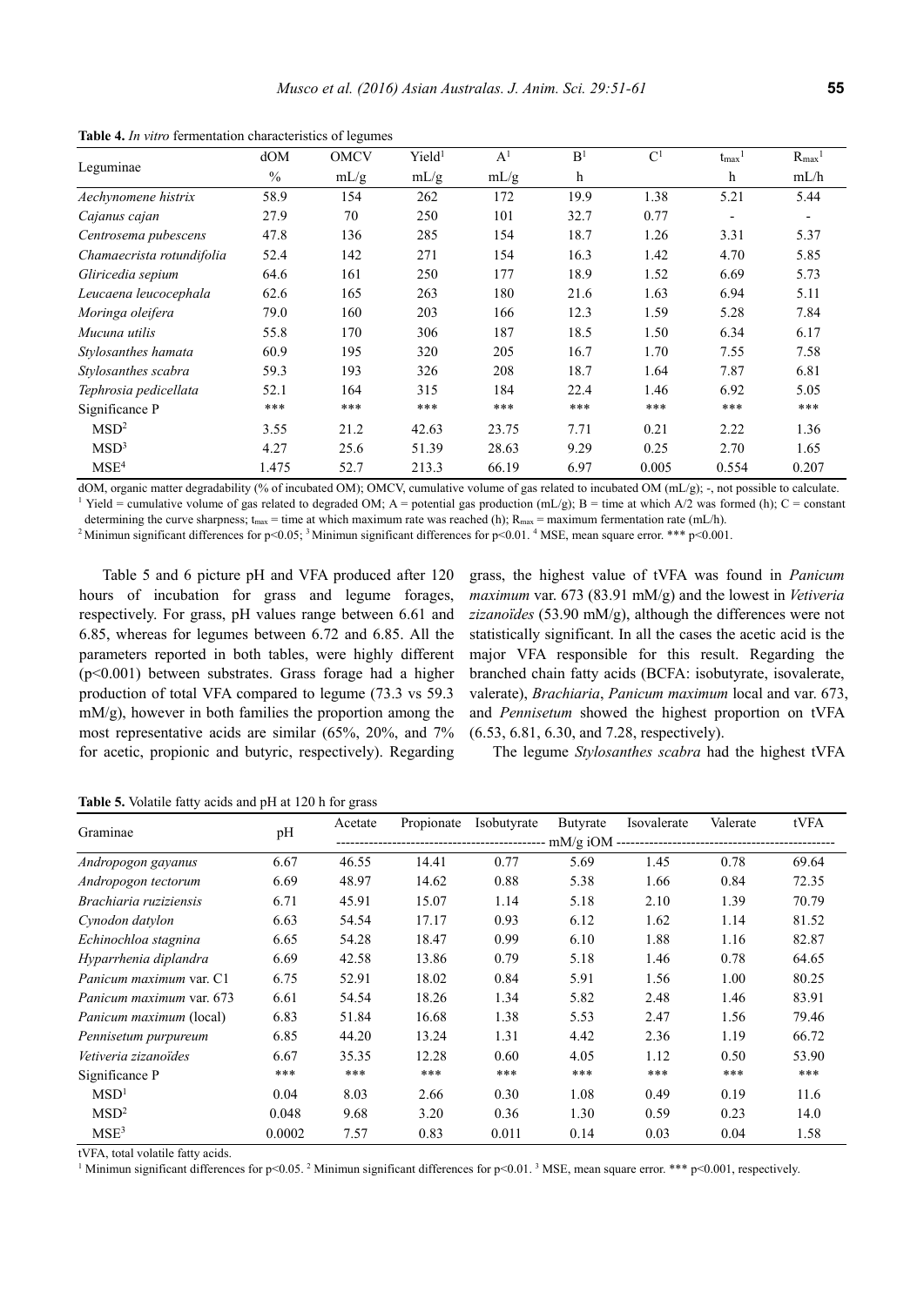**Table 4.** *In vitro* fermentation characteristics of legumes

| Leguminae | dOM | OMCV | Yield[1] | A[1] | B[1] | C[1] | $t_{max}$[1] | $R_{max}$[1] |
|---|---|---|---|---|---|---|---|---|
| | % | mL/g | mL/g | mL/g | h | | h | mL/h |
| *Aechynomene histrix* | 58.9 | 154 | 262 | 172 | 19.9 | 1.38 | 5.21 | 5.44 |
| *Cajanus cajan* | 27.9 | 70 | 250 | 101 | 32.7 | 0.77 | - | - |
| *Centrosema pubescens* | 47.8 | 136 | 285 | 154 | 18.7 | 1.26 | 3.31 | 5.37 |
| *Chamaecrista rotundifolia* | 52.4 | 142 | 271 | 154 | 16.3 | 1.42 | 4.70 | 5.85 |
| *Gliricedia sepium* | 64.6 | 161 | 250 | 177 | 18.9 | 1.52 | 6.69 | 5.73 |
| *Leucaena leucocephala* | 62.6 | 165 | 263 | 180 | 21.6 | 1.63 | 6.94 | 5.11 |
| *Moringa oleifera* | 79.0 | 160 | 203 | 166 | 12.3 | 1.59 | 5.28 | 7.84 |
| *Mucuna utilis* | 55.8 | 170 | 306 | 187 | 18.5 | 1.50 | 6.34 | 6.17 |
| *Stylosanthes hamata* | 60.9 | 195 | 320 | 205 | 16.7 | 1.70 | 7.55 | 7.58 |
| *Stylosanthes scabra* | 59.3 | 193 | 326 | 208 | 18.7 | 1.64 | 7.87 | 6.81 |
| *Tephrosia pedicellata* | 52.1 | 164 | 315 | 184 | 22.4 | 1.46 | 6.92 | 5.05 |
| Significance P | *** | *** | *** | *** | *** | *** | *** | *** |
| MSD[2] | 3.55 | 21.2 | 42.63 | 23.75 | 7.71 | 0.21 | 2.22 | 1.36 |
| MSD[3] | 4.27 | 25.6 | 51.39 | 28.63 | 9.29 | 0.25 | 2.70 | 1.65 |
| MSE[4] | 1.475 | 52.7 | 213.3 | 66.19 | 6.97 | 0.005 | 0.554 | 0.207 |

dOM, organic matter degradability (% of incubated OM); OMCV, cumulative volume of gas related to incubated OM (mL/g); -, not possible to calculate.
[1] Yield = cumulative volume of gas related to degraded OM; A = potential gas production (mL/g); B = time at which A/2 was formed (h); C = constant determining the curve sharpness; $t_{max}$ = time at which maximum rate was reached (h); $R_{max}$ = maximum fermentation rate (mL/h).
[2] Minimun significant differences for $p<0.05$; [3] Minimun significant differences for $p<0.01$. [4] MSE, mean square error. *** $p<0.001$.

Table 5 and 6 picture pH and VFA produced after 120 hours of incubation for grass and legume forages, respectively. For grass, pH values range between 6.61 and 6.85, whereas for legumes between 6.72 and 6.85. All the parameters reported in both tables, were highly different ($p<0.001$) between substrates. Grass forage had a higher production of total VFA compared to legume (73.3 vs 59.3 mM/g), however in both families the proportion among the most representative acids are similar (65%, 20%, and 7% for acetic, propionic and butyric, respectively). Regarding grass, the highest value of tVFA was found in *Panicum maximum* var. 673 (83.91 mM/g) and the lowest in *Vetiveria zizanoïdes* (53.90 mM/g), although the differences were not statistically significant. In all the cases the acetic acid is the major VFA responsible for this result. Regarding the branched chain fatty acids (BCFA: isobutyrate, isovalerate, valerate), *Brachiaria*, *Panicum maximum* local and var. 673, and *Pennisetum* showed the highest proportion on tVFA (6.53, 6.81, 6.30, and 7.28, respectively).

The legume *Stylosanthes scabra* had the highest tVFA

**Table 5.** Volatile fatty acids and pH at 120 h for grass

| Graminae | pH | Acetate | Propionate | Isobutyrate | Butyrate | Isovalerate | Valerate | tVFA |
|---|---|---|---|---|---|---|---|---|
| | | mM/g iOM | | | | | | |
| *Andropogon gayanus* | 6.67 | 46.55 | 14.41 | 0.77 | 5.69 | 1.45 | 0.78 | 69.64 |
| *Andropogon tectorum* | 6.69 | 48.97 | 14.62 | 0.88 | 5.38 | 1.66 | 0.84 | 72.35 |
| *Brachiaria ruziziensis* | 6.71 | 45.91 | 15.07 | 1.14 | 5.18 | 2.10 | 1.39 | 70.79 |
| *Cynodon datylon* | 6.63 | 54.54 | 17.17 | 0.93 | 6.12 | 1.62 | 1.14 | 81.52 |
| *Echinochloa stagnina* | 6.65 | 54.28 | 18.47 | 0.99 | 6.10 | 1.88 | 1.16 | 82.87 |
| *Hyparrhenia diplandra* | 6.69 | 42.58 | 13.86 | 0.79 | 5.18 | 1.46 | 0.78 | 64.65 |
| *Panicum maximum* var. C1 | 6.75 | 52.91 | 18.02 | 0.84 | 5.91 | 1.56 | 1.00 | 80.25 |
| *Panicum maximum* var. 673 | 6.61 | 54.54 | 18.26 | 1.34 | 5.82 | 2.48 | 1.46 | 83.91 |
| *Panicum maximum* (local) | 6.83 | 51.84 | 16.68 | 1.38 | 5.53 | 2.47 | 1.56 | 79.46 |
| *Pennisetum purpureum* | 6.85 | 44.20 | 13.24 | 1.31 | 4.42 | 2.36 | 1.19 | 66.72 |
| *Vetiveria zizanoïdes* | 6.67 | 35.35 | 12.28 | 0.60 | 4.05 | 1.12 | 0.50 | 53.90 |
| Significance P | *** | *** | *** | *** | *** | *** | *** | *** |
| MSD[1] | 0.04 | 8.03 | 2.66 | 0.30 | 1.08 | 0.49 | 0.19 | 11.6 |
| MSD[2] | 0.048 | 9.68 | 3.20 | 0.36 | 1.30 | 0.59 | 0.23 | 14.0 |
| MSE[3] | 0.0002 | 7.57 | 0.83 | 0.011 | 0.14 | 0.03 | 0.04 | 1.58 |

tVFA, total volatile fatty acids.
[1] Minimun significant differences for $p<0.05$. [2] Minimun significant differences for $p<0.01$. [3] MSE, mean square error. *** $p<0.001$, respectively.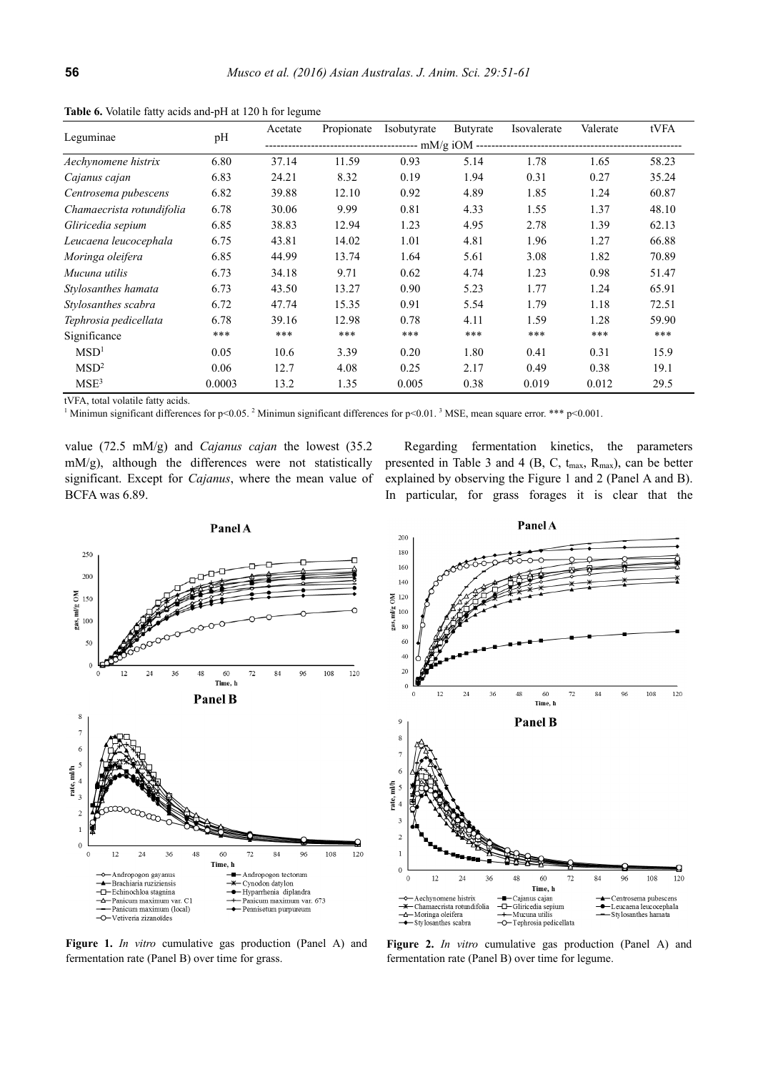**Table 6.** Volatile fatty acids and-pH at 120 h for legume

| Leguminae | pH | Acetate | Propionate | Isobutyrate | Butyrate | Isovalerate | Valerate | tVFA |
|---|---|---|---|---|---|---|---|---|
| | | mM/g iOM | | | | | | |
| *Aechynomene histrix* | 6.80 | 37.14 | 11.59 | 0.93 | 5.14 | 1.78 | 1.65 | 58.23 |
| *Cajanus cajan* | 6.83 | 24.21 | 8.32 | 0.19 | 1.94 | 0.31 | 0.27 | 35.24 |
| *Centrosema pubescens* | 6.82 | 39.88 | 12.10 | 0.92 | 4.89 | 1.85 | 1.24 | 60.87 |
| *Chamaecrista rotundifolia* | 6.78 | 30.06 | 9.99 | 0.81 | 4.33 | 1.55 | 1.37 | 48.10 |
| *Gliricedia sepium* | 6.85 | 38.83 | 12.94 | 1.23 | 4.95 | 2.78 | 1.39 | 62.13 |
| *Leucaena leucocephala* | 6.75 | 43.81 | 14.02 | 1.01 | 4.81 | 1.96 | 1.27 | 66.88 |
| *Moringa oleifera* | 6.85 | 44.99 | 13.74 | 1.64 | 5.61 | 3.08 | 1.82 | 70.89 |
| *Mucuna utilis* | 6.73 | 34.18 | 9.71 | 0.62 | 4.74 | 1.23 | 0.98 | 51.47 |
| *Stylosanthes hamata* | 6.73 | 43.50 | 13.27 | 0.90 | 5.23 | 1.77 | 1.24 | 65.91 |
| *Stylosanthes scabra* | 6.72 | 47.74 | 15.35 | 0.91 | 5.54 | 1.79 | 1.18 | 72.51 |
| *Tephrosia pedicellata* | 6.78 | 39.16 | 12.98 | 0.78 | 4.11 | 1.59 | 1.28 | 59.90 |
| Significance | *** | *** | *** | *** | *** | *** | *** | *** |
| MSD[1] | 0.05 | 10.6 | 3.39 | 0.20 | 1.80 | 0.41 | 0.31 | 15.9 |
| MSD[2] | 0.06 | 12.7 | 4.08 | 0.25 | 2.17 | 0.49 | 0.38 | 19.1 |
| MSE[3] | 0.0003 | 13.2 | 1.35 | 0.005 | 0.38 | 0.019 | 0.012 | 29.5 |

tVFA, total volatile fatty acids.
[1] Minimun significant differences for $p<0.05$. [2] Minimun significant differences for $p<0.01$. [3] MSE, mean square error. *** $p<0.001$.

value (72.5 mM/g) and *Cajanus cajan* the lowest (35.2 mM/g), although the differences were not statistically significant. Except for *Cajanus*, where the mean value of BCFA was 6.89.

Regarding fermentation kinetics, the parameters presented in Table 3 and 4 (B, C, $t_{max}$, $R_{max}$), can be better explained by observing the Figure 1 and 2 (Panel A and B). In particular, for grass forages it is clear that the

**Figure 1.** *In vitro* cumulative gas production (Panel A) and fermentation rate (Panel B) over time for grass.

**Figure 2.** *In vitro* cumulative gas production (Panel A) and fermentation rate (Panel B) over time for legume.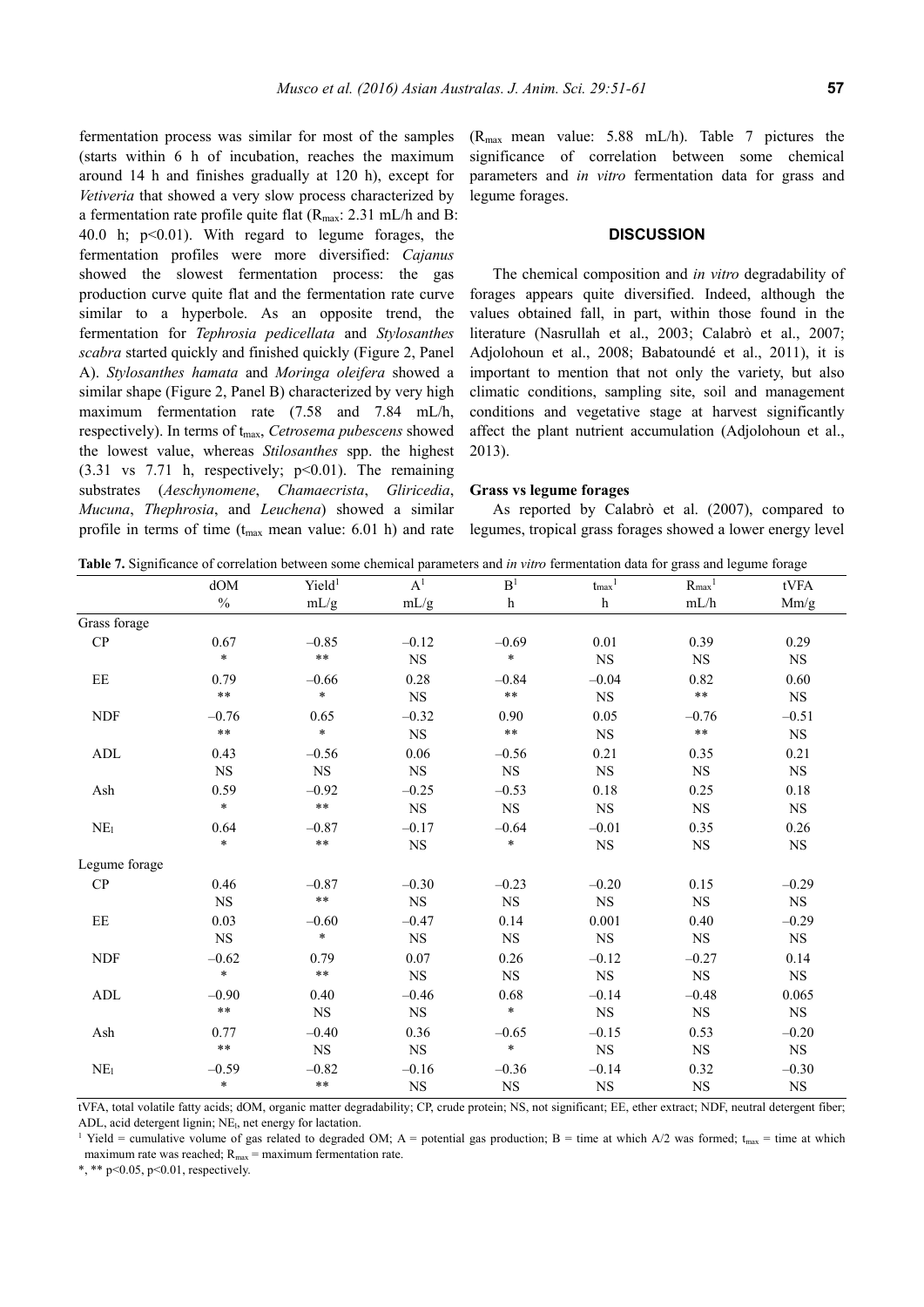fermentation process was similar for most of the samples (starts within 6 h of incubation, reaches the maximum around 14 h and finishes gradually at 120 h), except for *Vetiveria* that showed a very slow process characterized by a fermentation rate profile quite flat ($R_{max}$: 2.31 mL/h and B: 40.0 h; $p<0.01$). With regard to legume forages, the fermentation profiles were more diversified: *Cajanus* showed the slowest fermentation process: the gas production curve quite flat and the fermentation rate curve similar to a hyperbole. As an opposite trend, the fermentation for *Tephrosia pedicellata* and *Stylosanthes scabra* started quickly and finished quickly (Figure 2, Panel A). *Stylosanthes hamata* and *Moringa oleifera* showed a similar shape (Figure 2, Panel B) characterized by very high maximum fermentation rate (7.58 and 7.84 mL/h, respectively). In terms of $t_{max}$, *Cetrosema pubescens* showed the lowest value, whereas *Stilosanthes* spp. the highest (3.31 vs 7.71 h, respectively; $p<0.01$). The remaining substrates (*Aeschynomene*, *Chamaecrista*, *Gliricedia*, *Mucuna*, *Thephrosia*, and *Leuchena*) showed a similar profile in terms of time ($t_{max}$ mean value: 6.01 h) and rate ($R_{max}$ mean value: 5.88 mL/h). Table 7 pictures the significance of correlation between some chemical parameters and *in vitro* fermentation data for grass and legume forages.

## DISCUSSION

The chemical composition and *in vitro* degradability of forages appears quite diversified. Indeed, although the values obtained fall, in part, within those found in the literature (Nasrullah et al., 2003; Calabrò et al., 2007; Adjolohoun et al., 2008; Babatoundé et al., 2011), it is important to mention that not only the variety, but also climatic conditions, sampling site, soil and management conditions and vegetative stage at harvest significantly affect the plant nutrient accumulation (Adjolohoun et al., 2013).

### Grass vs legume forages

As reported by Calabrò et al. (2007), compared to legumes, tropical grass forages showed a lower energy level

**Table 7.** Significance of correlation between some chemical parameters and *in vitro* fermentation data for grass and legume forage

| | dOM | Yield[1] | A[1] | B[1] | $t_{max}$[1] | $R_{max}$[1] | tVFA |
|---|---|---|---|---|---|---|---|
| | % | mL/g | mL/g | h | h | mL/h | Mm/g |
| Grass forage | | | | | | | |
| CP | 0.67 | –0.85 | –0.12 | –0.69 | 0.01 | 0.39 | 0.29 |
| | * | ** | NS | * | NS | NS | NS |
| EE | 0.79 | –0.66 | 0.28 | –0.84 | –0.04 | 0.82 | 0.60 |
| | ** | * | NS | ** | NS | ** | NS |
| NDF | –0.76 | 0.65 | –0.32 | 0.90 | 0.05 | –0.76 | –0.51 |
| | ** | * | NS | ** | NS | ** | NS |
| ADL | 0.43 | –0.56 | 0.06 | –0.56 | 0.21 | 0.35 | 0.21 |
| | NS | NS | NS | NS | NS | NS | NS |
| Ash | 0.59 | –0.92 | –0.25 | –0.53 | 0.18 | 0.25 | 0.18 |
| | * | ** | NS | NS | NS | NS | NS |
| $NE_l$ | 0.64 | –0.87 | –0.17 | –0.64 | –0.01 | 0.35 | 0.26 |
| | * | ** | NS | * | NS | NS | NS |
| Legume forage | | | | | | | |
| CP | 0.46 | –0.87 | –0.30 | –0.23 | –0.20 | 0.15 | –0.29 |
| | NS | ** | NS | NS | NS | NS | NS |
| EE | 0.03 | –0.60 | –0.47 | 0.14 | 0.001 | 0.40 | –0.29 |
| | NS | * | NS | NS | NS | NS | NS |
| NDF | –0.62 | 0.79 | 0.07 | 0.26 | –0.12 | –0.27 | 0.14 |
| | * | ** | NS | NS | NS | NS | NS |
| ADL | –0.90 | 0.40 | –0.46 | 0.68 | –0.14 | –0.48 | 0.065 |
| | ** | NS | NS | * | NS | NS | NS |
| Ash | 0.77 | –0.40 | 0.36 | –0.65 | –0.15 | 0.53 | –0.20 |
| | ** | NS | NS | * | NS | NS | NS |
| $NE_l$ | –0.59 | –0.82 | –0.16 | –0.36 | –0.14 | 0.32 | –0.30 |
| | * | ** | NS | NS | NS | NS | NS |

tVFA, total volatile fatty acids; dOM, organic matter degradability; CP, crude protein; NS, not significant; EE, ether extract; NDF, neutral detergent fiber; ADL, acid detergent lignin; $NE_l$, net energy for lactation.

[1] Yield = cumulative volume of gas related to degraded OM; A = potential gas production; B = time at which A/2 was formed; $t_{max}$ = time at which maximum rate was reached; $R_{max}$ = maximum fermentation rate.

*, ** $p<0.05$, $p<0.01$, respectively.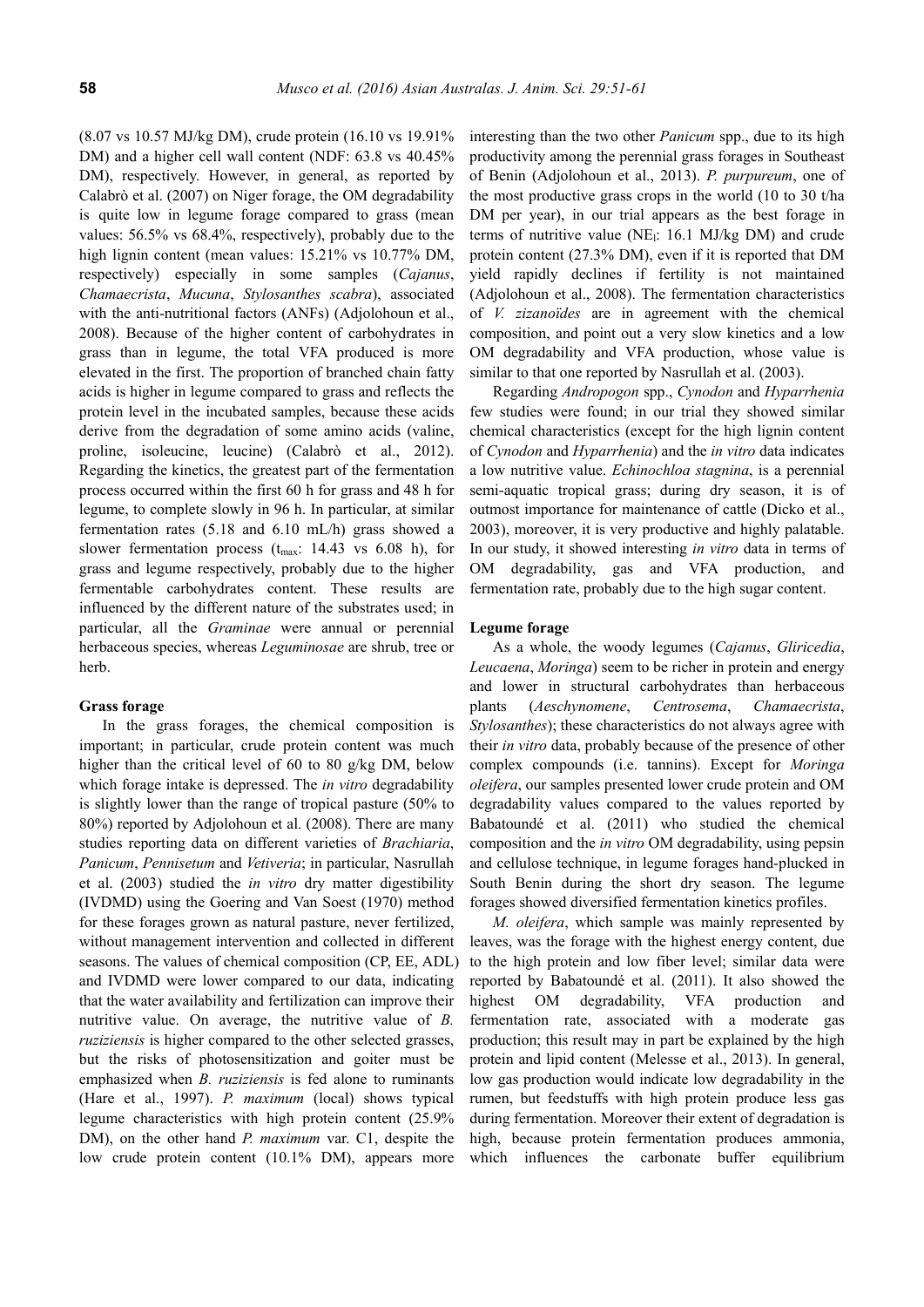(8.07 vs 10.57 MJ/kg DM), crude protein (16.10 vs 19.91% DM) and a higher cell wall content (NDF: 63.8 vs 40.45% DM), respectively. However, in general, as reported by Calabrò et al. (2007) on Niger forage, the OM degradability is quite low in legume forage compared to grass (mean values: 56.5% vs 68.4%, respectively), probably due to the high lignin content (mean values: 15.21% vs 10.77% DM, respectively) especially in some samples (*Cajanus*, *Chamaecrista*, *Mucuna*, *Stylosanthes scabra*), associated with the anti-nutritional factors (ANFs) (Adjolohoun et al., 2008). Because of the higher content of carbohydrates in grass than in legume, the total VFA produced is more elevated in the first. The proportion of branched chain fatty acids is higher in legume compared to grass and reflects the protein level in the incubated samples, because these acids derive from the degradation of some amino acids (valine, proline, isoleucine, leucine) (Calabrò et al., 2012). Regarding the kinetics, the greatest part of the fermentation process occurred within the first 60 h for grass and 48 h for legume, to complete slowly in 96 h. In particular, at similar fermentation rates (5.18 and 6.10 mL/h) grass showed a slower fermentation process ($t_{max}$: 14.43 vs 6.08 h), for grass and legume respectively, probably due to the higher fermentable carbohydrates content. These results are influenced by the different nature of the substrates used; in particular, all the *Graminae* were annual or perennial herbaceous species, whereas *Leguminosae* are shrub, tree or herb.

### Grass forage

In the grass forages, the chemical composition is important; in particular, crude protein content was much higher than the critical level of 60 to 80 g/kg DM, below which forage intake is depressed. The *in vitro* degradability is slightly lower than the range of tropical pasture (50% to 80%) reported by Adjolohoun et al. (2008). There are many studies reporting data on different varieties of *Brachiaria*, *Panicum*, *Pennisetum* and *Vetiveria*; in particular, Nasrullah et al. (2003) studied the *in vitro* dry matter digestibility (IVDMD) using the Goering and Van Soest (1970) method for these forages grown as natural pasture, never fertilized, without management intervention and collected in different seasons. The values of chemical composition (CP, EE, ADL) and IVDMD were lower compared to our data, indicating that the water availability and fertilization can improve their nutritive value. On average, the nutritive value of *B. ruziziensis* is higher compared to the other selected grasses, but the risks of photosensitization and goiter must be emphasized when *B. ruziziensis* is fed alone to ruminants (Hare et al., 1997). *P. maximum* (local) shows typical legume characteristics with high protein content (25.9% DM), on the other hand *P. maximum* var. C1, despite the low crude protein content (10.1% DM), appears more interesting than the two other *Panicum* spp., due to its high productivity among the perennial grass forages in Southeast of Benin (Adjolohoun et al., 2013). *P. purpureum*, one of the most productive grass crops in the world (10 to 30 t/ha DM per year), in our trial appears as the best forage in terms of nutritive value ($NE_l$: 16.1 MJ/kg DM) and crude protein content (27.3% DM), even if it is reported that DM yield rapidly declines if fertility is not maintained (Adjolohoun et al., 2008). The fermentation characteristics of *V. zizanoïdes* are in agreement with the chemical composition, and point out a very slow kinetics and a low OM degradability and VFA production, whose value is similar to that one reported by Nasrullah et al. (2003).

Regarding *Andropogon* spp., *Cynodon* and *Hyparrhenia* few studies were found; in our trial they showed similar chemical characteristics (except for the high lignin content of *Cynodon* and *Hyparrhenia*) and the *in vitro* data indicates a low nutritive value. *Echinochloa stagnina*, is a perennial semi-aquatic tropical grass; during dry season, it is of outmost importance for maintenance of cattle (Dicko et al., 2003), moreover, it is very productive and highly palatable. In our study, it showed interesting *in vitro* data in terms of OM degradability, gas and VFA production, and fermentation rate, probably due to the high sugar content.

### Legume forage

As a whole, the woody legumes (*Cajanus*, *Gliricedia*, *Leucaena*, *Moringa*) seem to be richer in protein and energy and lower in structural carbohydrates than herbaceous plants (*Aeschynomene*, *Centrosema*, *Chamaecrista*, *Stylosanthes*); these characteristics do not always agree with their *in vitro* data, probably because of the presence of other complex compounds (i.e. tannins). Except for *Moringa oleifera*, our samples presented lower crude protein and OM degradability values compared to the values reported by Babatoundé et al. (2011) who studied the chemical composition and the *in vitro* OM degradability, using pepsin and cellulose technique, in legume forages hand-plucked in South Benin during the short dry season. The legume forages showed diversified fermentation kinetics profiles.

*M. oleifera*, which sample was mainly represented by leaves, was the forage with the highest energy content, due to the high protein and low fiber level; similar data were reported by Babatoundé et al. (2011). It also showed the highest OM degradability, VFA production and fermentation rate, associated with a moderate gas production; this result may in part be explained by the high protein and lipid content (Melesse et al., 2013). In general, low gas production would indicate low degradability in the rumen, but feedstuffs with high protein produce less gas during fermentation. Moreover their extent of degradation is high, because protein fermentation produces ammonia, which influences the carbonate buffer equilibrium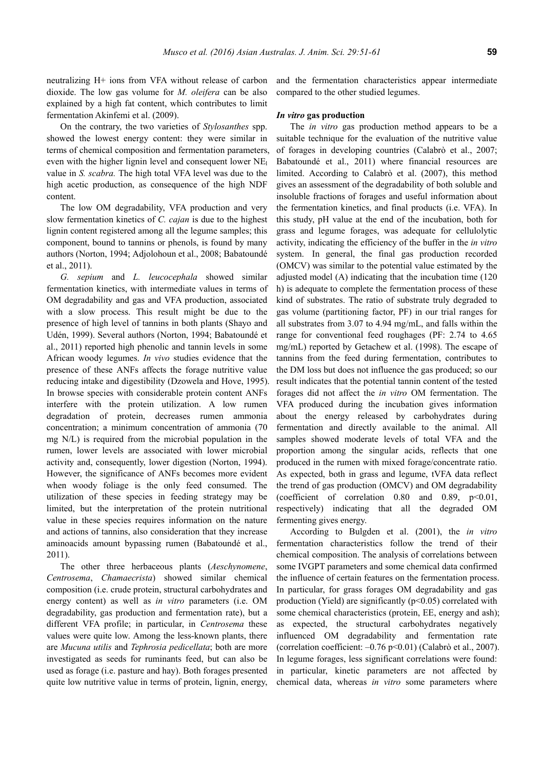neutralizing H+ ions from VFA without release of carbon dioxide. The low gas volume for *M. oleifera* can be also explained by a high fat content, which contributes to limit fermentation Akinfemi et al. (2009).

On the contrary, the two varieties of *Stylosanthes* spp. showed the lowest energy content: they were similar in terms of chemical composition and fermentation parameters, even with the higher lignin level and consequent lower $NE_l$ value in *S. scabra.* The high total VFA level was due to the high acetic production, as consequence of the high NDF content.

The low OM degradability, VFA production and very slow fermentation kinetics of *C. cajan* is due to the highest lignin content registered among all the legume samples; this component, bound to tannins or phenols, is found by many authors (Norton, 1994; Adjolohoun et al., 2008; Babatoundé et al., 2011).

*G. sepium* and *L. leucocephala* showed similar fermentation kinetics, with intermediate values in terms of OM degradability and gas and VFA production, associated with a slow process. This result might be due to the presence of high level of tannins in both plants (Shayo and Udén, 1999). Several authors (Norton, 1994; Babatoundé et al., 2011) reported high phenolic and tannin levels in some African woody legumes. *In vivo* studies evidence that the presence of these ANFs affects the forage nutritive value reducing intake and digestibility (Dzowela and Hove, 1995). In browse species with considerable protein content ANFs interfere with the protein utilization. A low rumen degradation of protein, decreases rumen ammonia concentration; a minimum concentration of ammonia (70 mg N/L) is required from the microbial population in the rumen, lower levels are associated with lower microbial activity and, consequently, lower digestion (Norton, 1994). However, the significance of ANFs becomes more evident when woody foliage is the only feed consumed. The utilization of these species in feeding strategy may be limited, but the interpretation of the protein nutritional value in these species requires information on the nature and actions of tannins, also consideration that they increase aminoacids amount bypassing rumen (Babatoundé et al., 2011).

The other three herbaceous plants (*Aeschynomene*, *Centrosema*, *Chamaecrista*) showed similar chemical composition (i.e. crude protein, structural carbohydrates and energy content) as well as *in vitro* parameters (i.e. OM degradability, gas production and fermentation rate), but a different VFA profile; in particular, in *Centrosema* these values were quite low. Among the less-known plants, there are *Mucuna utilis* and *Tephrosia pedicellata*; both are more investigated as seeds for ruminants feed, but can also be used as forage (i.e. pasture and hay). Both forages presented quite low nutritive value in terms of protein, lignin, energy, and the fermentation characteristics appear intermediate compared to the other studied legumes.

### *In vitro* gas production

The *in vitro* gas production method appears to be a suitable technique for the evaluation of the nutritive value of forages in developing countries (Calabrò et al., 2007; Babatoundé et al., 2011) where financial resources are limited. According to Calabrò et al. (2007), this method gives an assessment of the degradability of both soluble and insoluble fractions of forages and useful information about the fermentation kinetics, and final products (i.e. VFA). In this study, pH value at the end of the incubation, both for grass and legume forages, was adequate for cellulolytic activity, indicating the efficiency of the buffer in the *in vitro* system. In general, the final gas production recorded (OMCV) was similar to the potential value estimated by the adjusted model (A) indicating that the incubation time (120 h) is adequate to complete the fermentation process of these kind of substrates. The ratio of substrate truly degraded to gas volume (partitioning factor, PF) in our trial ranges for all substrates from 3.07 to 4.94 mg/mL, and falls within the range for conventional feed roughages (PF: 2.74 to 4.65 mg/mL) reported by Getachew et al. (1998). The escape of tannins from the feed during fermentation, contributes to the DM loss but does not influence the gas produced; so our result indicates that the potential tannin content of the tested forages did not affect the *in vitro* OM fermentation. The VFA produced during the incubation gives information about the energy released by carbohydrates during fermentation and directly available to the animal. All samples showed moderate levels of total VFA and the proportion among the singular acids, reflects that one produced in the rumen with mixed forage/concentrate ratio. As expected, both in grass and legume, tVFA data reflect the trend of gas production (OMCV) and OM degradability (coefficient of correlation 0.80 and 0.89, $p<0.01$, respectively) indicating that all the degraded OM fermenting gives energy.

According to Bulgden et al. (2001), the *in vitro* fermentation characteristics follow the trend of their chemical composition. The analysis of correlations between some IVGPT parameters and some chemical data confirmed the influence of certain features on the fermentation process. In particular, for grass forages OM degradability and gas production (Yield) are significantly ($p<0.05$) correlated with some chemical characteristics (protein, EE, energy and ash); as expected, the structural carbohydrates negatively influenced OM degradability and fermentation rate (correlation coefficient: –0.76 $p<0.01$) (Calabrò et al., 2007). In legume forages, less significant correlations were found: in particular, kinetic parameters are not affected by chemical data, whereas *in vitro* some parameters where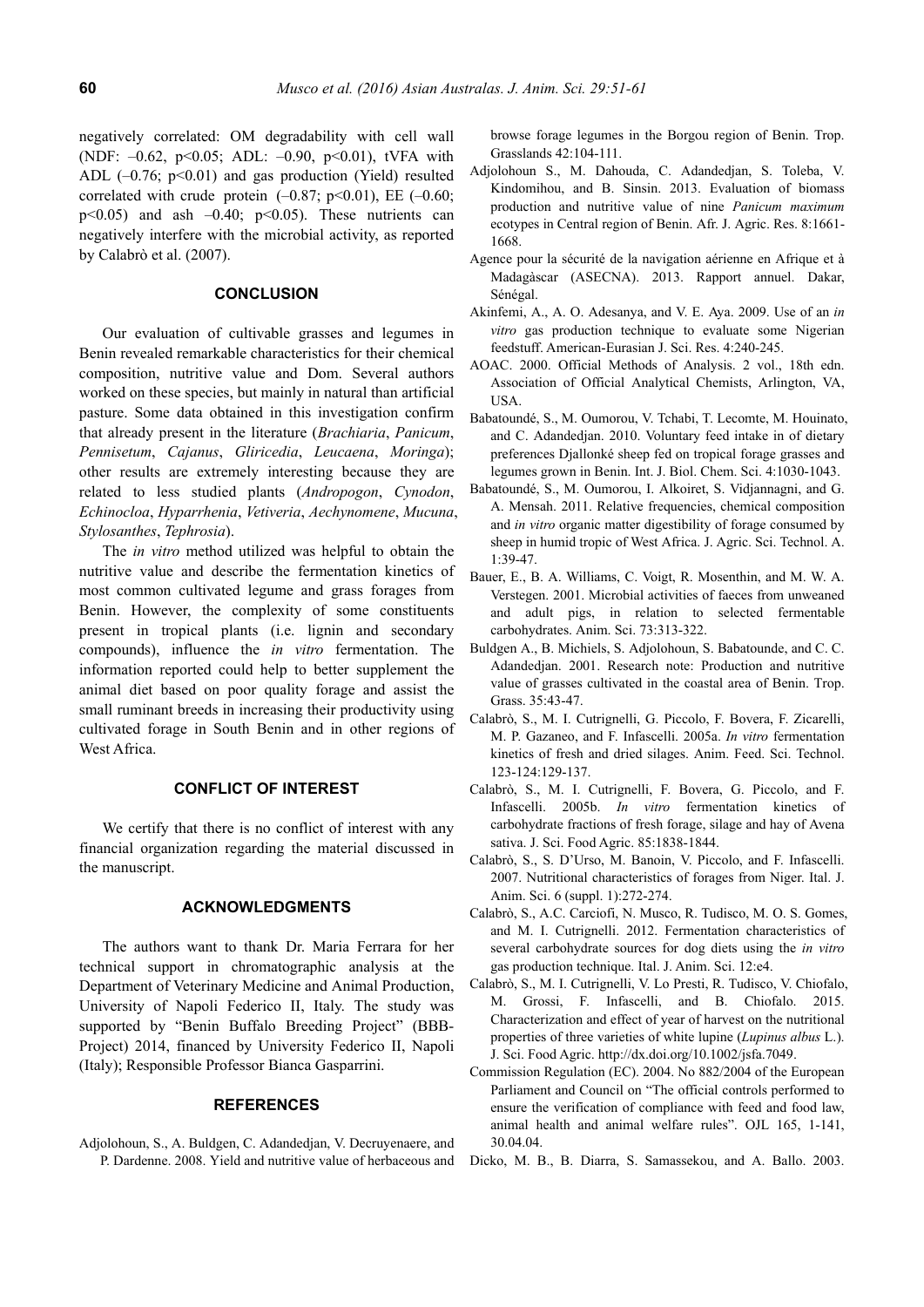negatively correlated: OM degradability with cell wall (NDF: –0.62, $p<0.05$; ADL: –0.90, $p<0.01$), tVFA with ADL (–0.76; $p<0.01$) and gas production (Yield) resulted correlated with crude protein (–0.87; $p<0.01$), EE (–0.60; $p<0.05$) and ash –0.40; $p<0.05$). These nutrients can negatively interfere with the microbial activity, as reported by Calabrò et al. (2007).

## CONCLUSION

Our evaluation of cultivable grasses and legumes in Benin revealed remarkable characteristics for their chemical composition, nutritive value and Dom. Several authors worked on these species, but mainly in natural than artificial pasture. Some data obtained in this investigation confirm that already present in the literature (*Brachiaria*, *Panicum*, *Pennisetum*, *Cajanus*, *Gliricedia*, *Leucaena*, *Moringa*); other results are extremely interesting becaouse they are related to less studied plants (*Andropogon*, *Cynodon*, *Echinocloa*, *Hyparrhenia*, *Vetiveria*, *Aechynomene*, *Mucuna*, *Stylosanthes*, *Tephrosia*).

The *in vitro* method utilized was helpful to obtain the nutritive value and describe the fermentation kinetics of most common cultivated legume and grass forages from Benin. However, the complexity of some constituents present in tropical plants (i.e. lignin and secondary compounds), influence the *in vitro* fermentation. The information reported could help to better supplement the animal diet based on poor quality forage and assist the small ruminant breeds in increasing their productivity using cultivated forage in South Benin and in other regions of West Africa.

## CONFLICT OF INTEREST

We certify that there is no conflict of interest with any financial organization regarding the material discussed in the manuscript.

## ACKNOWLEDGMENTS

The authors want to thank Dr. Maria Ferrara for her technical support in chromatographic analysis at the Department of Veterinary Medicine and Animal Production, University of Napoli Federico II, Italy. The study was supported by "Benin Buffalo Breeding Project" (BBB-Project) 2014, financed by University Federico II, Napoli (Italy); Responsible Professor Bianca Gasparrini.

## REFERENCES

Adjolohoun, S., A. Buldgen, C. Adandedjan, V. Decruyenaere, and P. Dardenne. 2008. Yield and nutritive value of herbaceous and browse forage legumes in the Borgou region of Benin. Trop. Grasslands 42:104-111.

Adjolohoun S., M. Dahouda, C. Adandedjan, S. Toleba, V. Kindomihou, and B. Sinsin. 2013. Evaluation of biomass production and nutritive value of nine *Panicum maximum* ecotypes in Central region of Benin. Afr. J. Agric. Res. 8:1661-1668.

Agence pour la sécurité de la navigation aérienne en Afrique et à Madagàscar (ASECNA). 2013. Rapport annuel. Dakar, Sénégal.

Akinfemi, A., A. O. Adesanya, and V. E. Aya. 2009. Use of an *in vitro* gas production technique to evaluate some Nigerian feedstuff. American-Eurasian J. Sci. Res. 4:240-245.

AOAC. 2000. Official Methods of Analysis. 2 vol., 18th edn. Association of Official Analytical Chemists, Arlington, VA, USA.

Babatoundé, S., M. Oumorou, V. Tchabi, T. Lecomte, M. Houinato, and C. Adandedjan. 2010. Voluntary feed intake in of dietary preferences Djallonké sheep fed on tropical forage grasses and legumes grown in Benin. Int. J. Biol. Chem. Sci. 4:1030-1043.

Babatoundé, S., M. Oumorou, I. Alkoiret, S. Vidjannagni, and G. A. Mensah. 2011. Relative frequencies, chemical composition and *in vitro* organic matter digestibility of forage consumed by sheep in humid tropic of West Africa. J. Agric. Sci. Technol. A. 1:39-47.

Bauer, E., B. A. Williams, C. Voigt, R. Mosenthin, and M. W. A. Verstegen. 2001. Microbial activities of faeces from unweaned and adult pigs, in relation to selected fermentable carbohydrates. Anim. Sci. 73:313-322.

Buldgen A., B. Michiels, S. Adjolohoun, S. Babatounde, and C. C. Adandedjan. 2001. Research note: Production and nutritive value of grasses cultivated in the coastal area of Benin. Trop. Grass. 35:43-47.

Calabrò, S., M. I. Cutrignelli, G. Piccolo, F. Bovera, F. Zicarelli, M. P. Gazaneo, and F. Infascelli. 2005a. *In vitro* fermentation kinetics of fresh and dried silages. Anim. Feed. Sci. Technol. 123-124:129-137.

Calabrò, S., M. I. Cutrignelli, F. Bovera, G. Piccolo, and F. Infascelli. 2005b. *In vitro* fermentation kinetics of carbohydrate fractions of fresh forage, silage and hay of Avena sativa. J. Sci. Food Agric. 85:1838-1844.

Calabrò, S., S. D'Urso, M. Banoin, V. Piccolo, and F. Infascelli. 2007. Nutritional characteristics of forages from Niger. Ital. J. Anim. Sci. 6 (suppl. 1):272-274.

Calabrò, S., A.C. Carciofi, N. Musco, R. Tudisco, M. O. S. Gomes, and M. I. Cutrignelli. 2012. Fermentation characteristics of several carbohydrate sources for dog diets using the *in vitro* gas production technique. Ital. J. Anim. Sci. 12:e4.

Calabrò, S., M. I. Cutrignelli, V. Lo Presti, R. Tudisco, V. Chiofalo, M. Grossi, F. Infascelli, and B. Chiofalo. 2015. Characterization and effect of year of harvest on the nutritional properties of three varieties of white lupine (*Lupinus albus* L.). J. Sci. Food Agric. http://dx.doi.org/10.1002/jsfa.7049.

Commission Regulation (EC). 2004. No 882/2004 of the European Parliament and Council on "The official controls performed to ensure the verification of compliance with feed and food law, animal health and animal welfare rules". OJL 165, 1-141, 30.04.04.

Dicko, M. B., B. Diarra, S. Samassekou, and A. Ballo. 2003.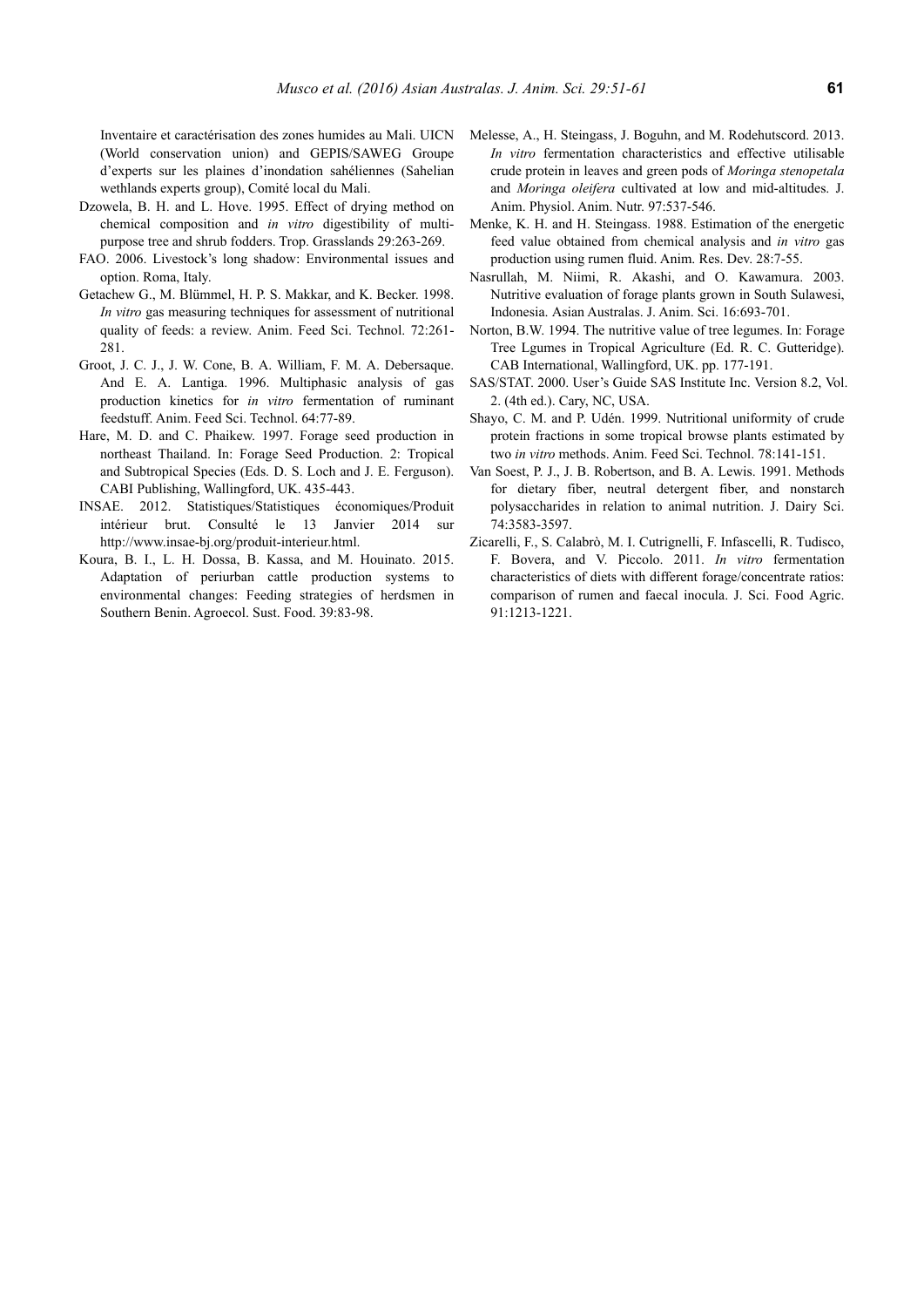Inventaire et caractérisation des zones humides au Mali. UICN (World conservation union) and GEPIS/SAWEG Groupe d'experts sur les plaines d'inondation sahéliennes (Sahelian wethlands experts group), Comité local du Mali.

Dzowela, B. H. and L. Hove. 1995. Effect of drying method on chemical composition and *in vitro* digestibility of multi-purpose tree and shrub fodders. Trop. Grasslands 29:263-269.

FAO. 2006. Livestock's long shadow: Environmental issues and option. Roma, Italy.

Getachew G., M. Blümmel, H. P. S. Makkar, and K. Becker. 1998. *In vitro* gas measuring techniques for assessment of nutritional quality of feeds: a review. Anim. Feed Sci. Technol. 72:261-281.

Groot, J. C. J., J. W. Cone, B. A. William, F. M. A. Debersaque. And E. A. Lantiga. 1996. Multiphasic analysis of gas production kinetics for *in vitro* fermentation of ruminant feedstuff. Anim. Feed Sci. Technol. 64:77-89.

Hare, M. D. and C. Phaikew. 1997. Forage seed production in northeast Thailand. In: Forage Seed Production. 2: Tropical and Subtropical Species (Eds. D. S. Loch and J. E. Ferguson). CABI Publishing, Wallingford, UK. 435-443.

INSAE. 2012. Statistiques/Statistiques économiques/Produit intérieur brut. Consulté le 13 Janvier 2014 sur http://www.insae-bj.org/produit-interieur.html.

Koura, B. I., L. H. Dossa, B. Kassa, and M. Houinato. 2015. Adaptation of periurban cattle production systems to environmental changes: Feeding strategies of herdsmen in Southern Benin. Agroecol. Sust. Food. 39:83-98.

Melesse, A., H. Steingass, J. Boguhn, and M. Rodehutscord. 2013. *In vitro* fermentation characteristics and effective utilisable crude protein in leaves and green pods of *Moringa stenopetala* and *Moringa oleifera* cultivated at low and mid-altitudes. J. Anim. Physiol. Anim. Nutr. 97:537-546.

Menke, K. H. and H. Steingass. 1988. Estimation of the energetic feed value obtained from chemical analysis and *in vitro* gas production using rumen fluid. Anim. Res. Dev. 28:7-55.

Nasrullah, M. Niimi, R. Akashi, and O. Kawamura. 2003. Nutritive evaluation of forage plants grown in South Sulawesi, Indonesia. Asian Australas. J. Anim. Sci. 16:693-701.

Norton, B.W. 1994. The nutritive value of tree legumes. In: Forage Tree Lgumes in Tropical Agriculture (Ed. R. C. Gutteridge). CAB International, Wallingford, UK. pp. 177-191.

SAS/STAT. 2000. User's Guide SAS Institute Inc. Version 8.2, Vol. 2. (4th ed.). Cary, NC, USA.

Shayo, C. M. and P. Udén. 1999. Nutritional uniformity of crude protein fractions in some tropical browse plants estimated by two *in vitro* methods. Anim. Feed Sci. Technol. 78:141-151.

Van Soest, P. J., J. B. Robertson, and B. A. Lewis. 1991. Methods for dietary fiber, neutral detergent fiber, and nonstarch polysaccharides in relation to animal nutrition. J. Dairy Sci. 74:3583-3597.

Zicarelli, F., S. Calabrò, M. I. Cutrignelli, F. Infascelli, R. Tudisco, F. Bovera, and V. Piccolo. 2011. *In vitro* fermentation characteristics of diets with different forage/concentrate ratios: comparison of rumen and faecal inocula. J. Sci. Food Agric. 91:1213-1221.